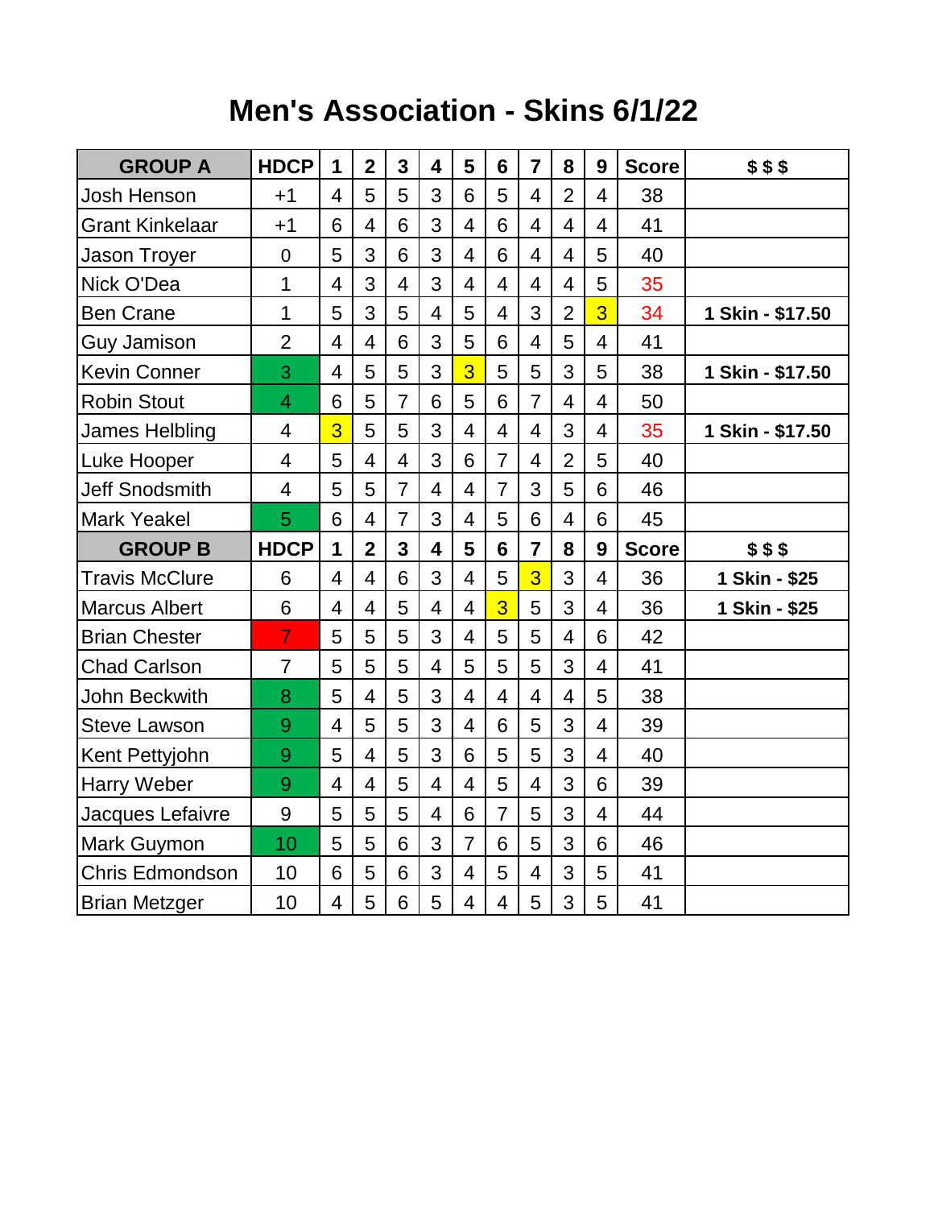# Men's Association - Skins 6/1/22

| GROUP A | HDCP | 1 | 2 | 3 | 4 | 5 | 6 | 7 | 8 | 9 | Score | $ $ $ |
|---|---|---|---|---|---|---|---|---|---|---|---|---|
| Josh Henson | +1 | 4 | 5 | 5 | 3 | 6 | 5 | 4 | 2 | 4 | 38 | |
| Grant Kinkelaar | +1 | 6 | 4 | 6 | 3 | 4 | 6 | 4 | 4 | 4 | 41 | |
| Jason Troyer | 0 | 5 | 3 | 6 | 3 | 4 | 6 | 4 | 4 | 5 | 40 | |
| Nick O'Dea | 1 | 4 | 3 | 4 | 3 | 4 | 4 | 4 | 4 | 5 | 35 | |
| Ben Crane | 1 | 5 | 3 | 5 | 4 | 5 | 4 | 3 | 2 | 3 | 34 | 1 Skin - $17.50 |
| Guy Jamison | 2 | 4 | 4 | 6 | 3 | 5 | 6 | 4 | 5 | 4 | 41 | |
| Kevin Conner | 3 | 4 | 5 | 5 | 3 | 3 | 5 | 5 | 3 | 5 | 38 | 1 Skin - $17.50 |
| Robin Stout | 4 | 6 | 5 | 7 | 6 | 5 | 6 | 7 | 4 | 4 | 50 | |
| James Helbling | 4 | 3 | 5 | 5 | 3 | 4 | 4 | 4 | 3 | 4 | 35 | 1 Skin - $17.50 |
| Luke Hooper | 4 | 5 | 4 | 4 | 3 | 6 | 7 | 4 | 2 | 5 | 40 | |
| Jeff Snodsmith | 4 | 5 | 5 | 7 | 4 | 4 | 7 | 3 | 5 | 6 | 46 | |
| Mark Yeakel | 5 | 6 | 4 | 7 | 3 | 4 | 5 | 6 | 4 | 6 | 45 | |
| **GROUP B** | **HDCP** | **1** | **2** | **3** | **4** | **5** | **6** | **7** | **8** | **9** | **Score** | **$ $ $** |
| Travis McClure | 6 | 4 | 4 | 6 | 3 | 4 | 5 | 3 | 3 | 4 | 36 | 1 Skin - $25 |
| Marcus Albert | 6 | 4 | 4 | 5 | 4 | 4 | 3 | 5 | 3 | 4 | 36 | 1 Skin - $25 |
| Brian Chester | 7 | 5 | 5 | 5 | 3 | 4 | 5 | 5 | 4 | 6 | 42 | |
| Chad Carlson | 7 | 5 | 5 | 5 | 4 | 5 | 5 | 5 | 3 | 4 | 41 | |
| John Beckwith | 8 | 5 | 4 | 5 | 3 | 4 | 4 | 4 | 4 | 5 | 38 | |
| Steve Lawson | 9 | 4 | 5 | 5 | 3 | 4 | 6 | 5 | 3 | 4 | 39 | |
| Kent Pettyjohn | 9 | 5 | 4 | 5 | 3 | 6 | 5 | 5 | 3 | 4 | 40 | |
| Harry Weber | 9 | 4 | 4 | 5 | 4 | 4 | 5 | 4 | 3 | 6 | 39 | |
| Jacques Lefaivre | 9 | 5 | 5 | 5 | 4 | 6 | 7 | 5 | 3 | 4 | 44 | |
| Mark Guymon | 10 | 5 | 5 | 6 | 3 | 7 | 6 | 5 | 3 | 6 | 46 | |
| Chris Edmondson | 10 | 6 | 5 | 6 | 3 | 4 | 5 | 4 | 3 | 5 | 41 | |
| Brian Metzger | 10 | 4 | 5 | 6 | 5 | 4 | 4 | 5 | 3 | 5 | 41 | |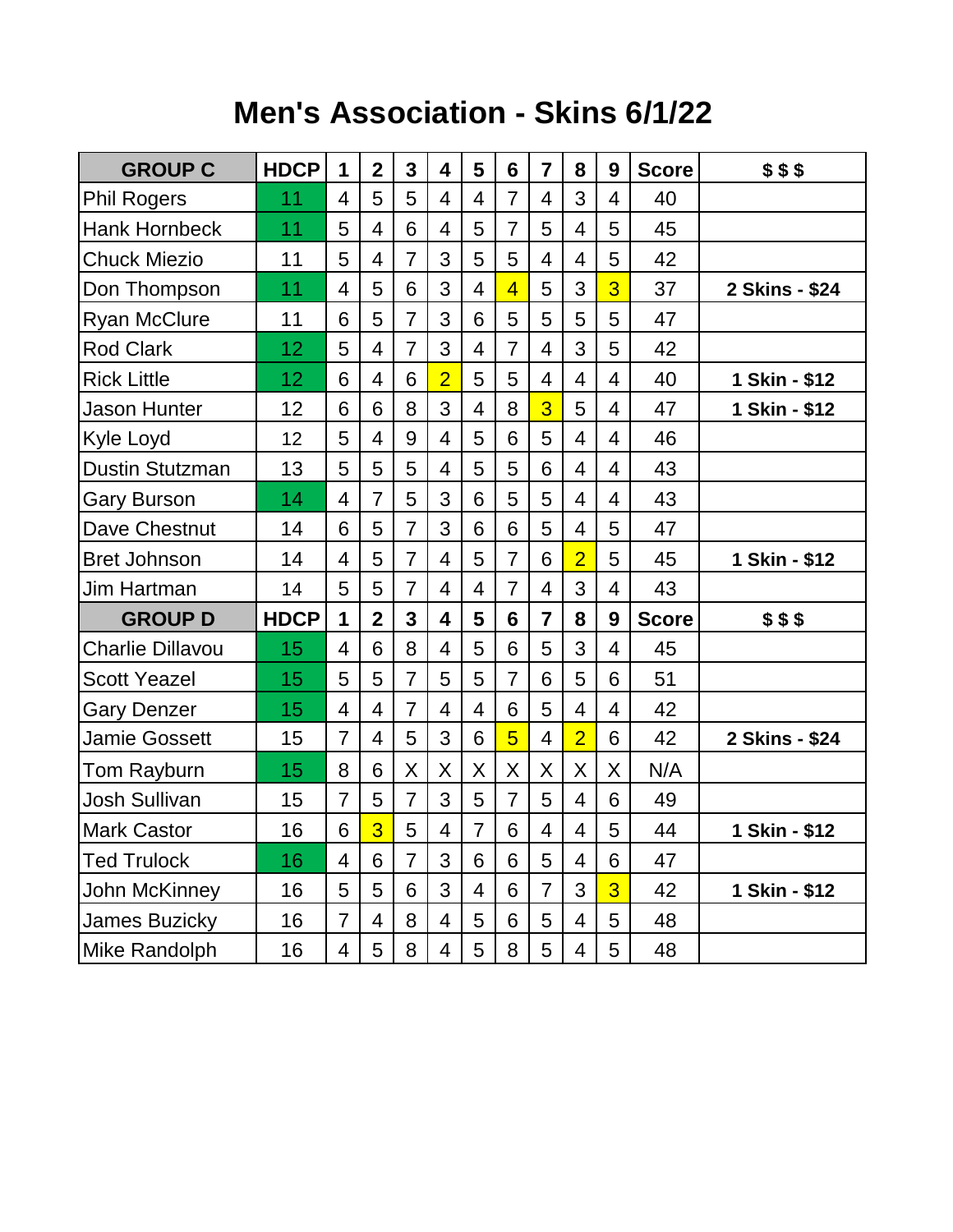# Men's Association - Skins 6/1/22

| GROUP C | HDCP | 1 | 2 | 3 | 4 | 5 | 6 | 7 | 8 | 9 | Score | $ $ $ |
|---|---|---|---|---|---|---|---|---|---|---|---|---|
| Phil Rogers | 11 | 4 | 5 | 5 | 4 | 4 | 7 | 4 | 3 | 4 | 40 | |
| Hank Hornbeck | 11 | 5 | 4 | 6 | 4 | 5 | 7 | 5 | 4 | 5 | 45 | |
| Chuck Miezio | 11 | 5 | 4 | 7 | 3 | 5 | 5 | 4 | 4 | 5 | 42 | |
| Don Thompson | 11 | 4 | 5 | 6 | 3 | 4 | 4 | 5 | 3 | 3 | 37 | **2 Skins - $24** |
| Ryan McClure | 11 | 6 | 5 | 7 | 3 | 6 | 5 | 5 | 5 | 5 | 47 | |
| Rod Clark | 12 | 5 | 4 | 7 | 3 | 4 | 7 | 4 | 3 | 5 | 42 | |
| Rick Little | 12 | 6 | 4 | 6 | 2 | 5 | 5 | 4 | 4 | 4 | 40 | **1 Skin - $12** |
| Jason Hunter | 12 | 6 | 6 | 8 | 3 | 4 | 8 | 3 | 5 | 4 | 47 | **1 Skin - $12** |
| Kyle Loyd | 12 | 5 | 4 | 9 | 4 | 5 | 6 | 5 | 4 | 4 | 46 | |
| Dustin Stutzman | 13 | 5 | 5 | 5 | 4 | 5 | 5 | 6 | 4 | 4 | 43 | |
| Gary Burson | 14 | 4 | 7 | 5 | 3 | 6 | 5 | 5 | 4 | 4 | 43 | |
| Dave Chestnut | 14 | 6 | 5 | 7 | 3 | 6 | 6 | 5 | 4 | 5 | 47 | |
| Bret Johnson | 14 | 4 | 5 | 7 | 4 | 5 | 7 | 6 | 2 | 5 | 45 | **1 Skin - $12** |
| Jim Hartman | 14 | 5 | 5 | 7 | 4 | 4 | 7 | 4 | 3 | 4 | 43 | |
| **GROUP D** | **HDCP** | **1** | **2** | **3** | **4** | **5** | **6** | **7** | **8** | **9** | **Score** | **$ $ $** |
| Charlie Dillavou | 15 | 4 | 6 | 8 | 4 | 5 | 6 | 5 | 3 | 4 | 45 | |
| Scott Yeazel | 15 | 5 | 5 | 7 | 5 | 5 | 7 | 6 | 5 | 6 | 51 | |
| Gary Denzer | 15 | 4 | 4 | 7 | 4 | 4 | 6 | 5 | 4 | 4 | 42 | |
| Jamie Gossett | 15 | 7 | 4 | 5 | 3 | 6 | 5 | 4 | 2 | 6 | 42 | **2 Skins - $24** |
| Tom Rayburn | 15 | 8 | 6 | X | X | X | X | X | X | X | N/A | |
| Josh Sullivan | 15 | 7 | 5 | 7 | 3 | 5 | 7 | 5 | 4 | 6 | 49 | |
| Mark Castor | 16 | 6 | 3 | 5 | 4 | 7 | 6 | 4 | 4 | 5 | 44 | **1 Skin - $12** |
| Ted Trulock | 16 | 4 | 6 | 7 | 3 | 6 | 6 | 5 | 4 | 6 | 47 | |
| John McKinney | 16 | 5 | 5 | 6 | 3 | 4 | 6 | 7 | 3 | 3 | 42 | **1 Skin - $12** |
| James Buzicky | 16 | 7 | 4 | 8 | 4 | 5 | 6 | 5 | 4 | 5 | 48 | |
| Mike Randolph | 16 | 4 | 5 | 8 | 4 | 5 | 8 | 5 | 4 | 5 | 48 | |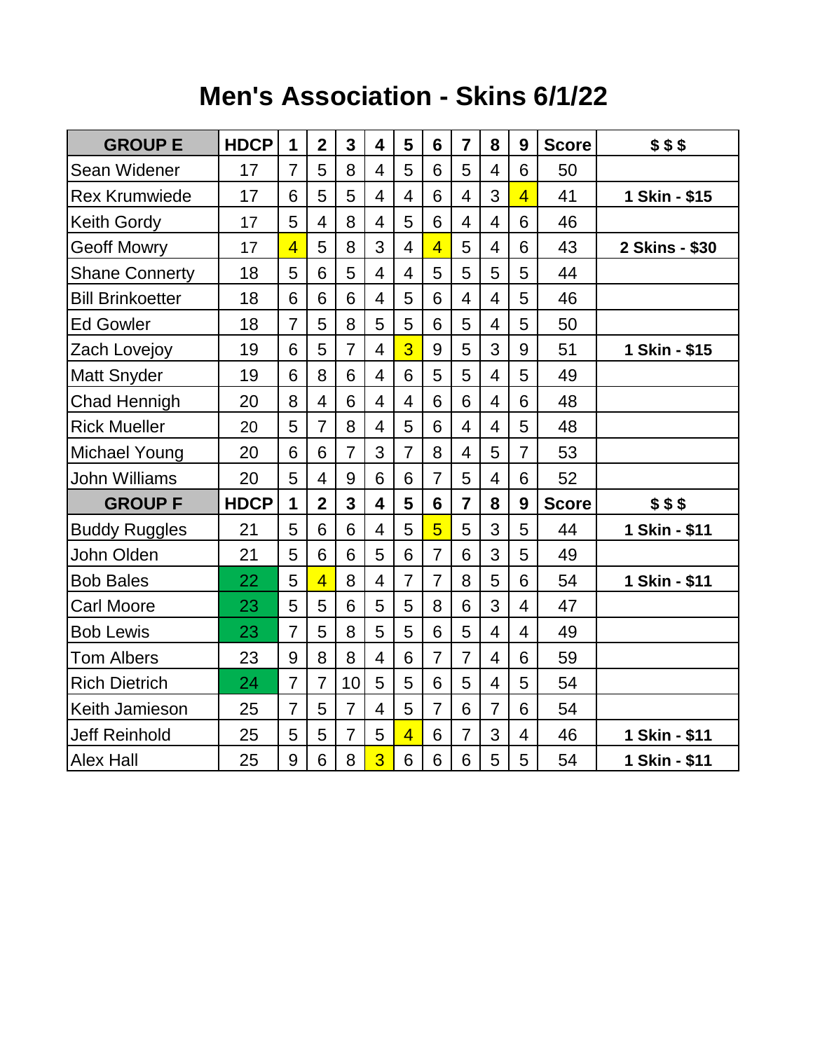# Men's Association - Skins 6/1/22

| GROUP E | HDCP | 1 | 2 | 3 | 4 | 5 | 6 | 7 | 8 | 9 | Score | $ $ $ |
|---|---|---|---|---|---|---|---|---|---|---|---|---|
| Sean Widener | 17 | 7 | 5 | 8 | 4 | 5 | 6 | 5 | 4 | 6 | 50 | |
| Rex Krumwiede | 17 | 6 | 5 | 5 | 4 | 4 | 6 | 4 | 3 | 4 | 41 | **1 Skin - $15** |
| Keith Gordy | 17 | 5 | 4 | 8 | 4 | 5 | 6 | 4 | 4 | 6 | 46 | |
| Geoff Mowry | 17 | 4 | 5 | 8 | 3 | 4 | 4 | 5 | 4 | 6 | 43 | **2 Skins - $30** |
| Shane Connerty | 18 | 5 | 6 | 5 | 4 | 4 | 5 | 5 | 5 | 5 | 44 | |
| Bill Brinkoetter | 18 | 6 | 6 | 6 | 4 | 5 | 6 | 4 | 4 | 5 | 46 | |
| Ed Gowler | 18 | 7 | 5 | 8 | 5 | 5 | 6 | 5 | 4 | 5 | 50 | |
| Zach Lovejoy | 19 | 6 | 5 | 7 | 4 | 3 | 9 | 5 | 3 | 9 | 51 | **1 Skin - $15** |
| Matt Snyder | 19 | 6 | 8 | 6 | 4 | 6 | 5 | 5 | 4 | 5 | 49 | |
| Chad Hennigh | 20 | 8 | 4 | 6 | 4 | 4 | 6 | 6 | 4 | 6 | 48 | |
| Rick Mueller | 20 | 5 | 7 | 8 | 4 | 5 | 6 | 4 | 4 | 5 | 48 | |
| Michael Young | 20 | 6 | 6 | 7 | 3 | 7 | 8 | 4 | 5 | 7 | 53 | |
| John Williams | 20 | 5 | 4 | 9 | 6 | 6 | 7 | 5 | 4 | 6 | 52 | |
| **GROUP F** | **HDCP** | **1** | **2** | **3** | **4** | **5** | **6** | **7** | **8** | **9** | **Score** | **$ $ $** |
| Buddy Ruggles | 21 | 5 | 6 | 6 | 4 | 5 | 5 | 5 | 3 | 5 | 44 | **1 Skin - $11** |
| John Olden | 21 | 5 | 6 | 6 | 5 | 6 | 7 | 6 | 3 | 5 | 49 | |
| Bob Bales | 22 | 5 | 4 | 8 | 4 | 7 | 7 | 8 | 5 | 6 | 54 | **1 Skin - $11** |
| Carl Moore | 23 | 5 | 5 | 6 | 5 | 5 | 8 | 6 | 3 | 4 | 47 | |
| Bob Lewis | 23 | 7 | 5 | 8 | 5 | 5 | 6 | 5 | 4 | 4 | 49 | |
| Tom Albers | 23 | 9 | 8 | 8 | 4 | 6 | 7 | 7 | 4 | 6 | 59 | |
| Rich Dietrich | 24 | 7 | 7 | 10 | 5 | 5 | 6 | 5 | 4 | 5 | 54 | |
| Keith Jamieson | 25 | 7 | 5 | 7 | 4 | 5 | 7 | 6 | 7 | 6 | 54 | |
| Jeff Reinhold | 25 | 5 | 5 | 7 | 5 | 4 | 6 | 7 | 3 | 4 | 46 | **1 Skin - $11** |
| Alex Hall | 25 | 9 | 6 | 8 | 3 | 6 | 6 | 6 | 5 | 5 | 54 | **1 Skin - $11** |